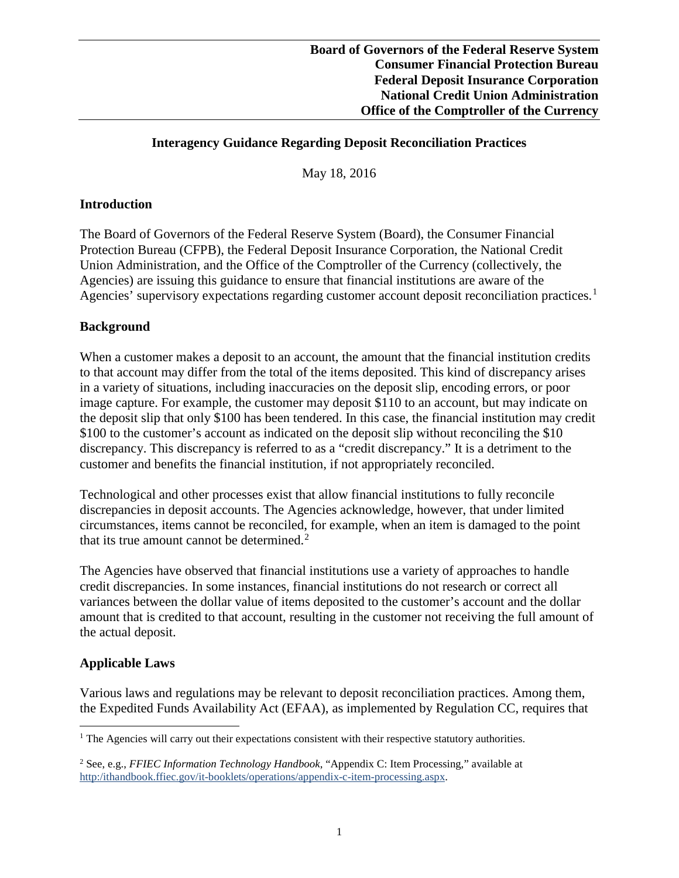**Board of Governors of the Federal Reserve System**
**Consumer Financial Protection Bureau**
**Federal Deposit Insurance Corporation**
**National Credit Union Administration**
**Office of the Comptroller of the Currency**

# Interagency Guidance Regarding Deposit Reconciliation Practices

May 18, 2016

## Introduction

The Board of Governors of the Federal Reserve System (Board), the Consumer Financial Protection Bureau (CFPB), the Federal Deposit Insurance Corporation, the National Credit Union Administration, and the Office of the Comptroller of the Currency (collectively, the Agencies) are issuing this guidance to ensure that financial institutions are aware of the Agencies' supervisory expectations regarding customer account deposit reconciliation practices.[1]

## Background

When a customer makes a deposit to an account, the amount that the financial institution credits to that account may differ from the total of the items deposited. This kind of discrepancy arises in a variety of situations, including inaccuracies on the deposit slip, encoding errors, or poor image capture. For example, the customer may deposit $110 to an account, but may indicate on the deposit slip that only $100 has been tendered. In this case, the financial institution may credit $100 to the customer's account as indicated on the deposit slip without reconciling the $10 discrepancy. This discrepancy is referred to as a "credit discrepancy." It is a detriment to the customer and benefits the financial institution, if not appropriately reconciled.

Technological and other processes exist that allow financial institutions to fully reconcile discrepancies in deposit accounts. The Agencies acknowledge, however, that under limited circumstances, items cannot be reconciled, for example, when an item is damaged to the point that its true amount cannot be determined.[2]

The Agencies have observed that financial institutions use a variety of approaches to handle credit discrepancies. In some instances, financial institutions do not research or correct all variances between the dollar value of items deposited to the customer's account and the dollar amount that is credited to that account, resulting in the customer not receiving the full amount of the actual deposit.

## Applicable Laws

Various laws and regulations may be relevant to deposit reconciliation practices. Among them, the Expedited Funds Availability Act (EFAA), as implemented by Regulation CC, requires that

---

[1] The Agencies will carry out their expectations consistent with their respective statutory authorities.

[2] See, e.g., *FFIEC Information Technology Handbook*, "Appendix C: Item Processing," available at http:/ithandbook.ffiec.gov/it-booklets/operations/appendix-c-item-processing.aspx.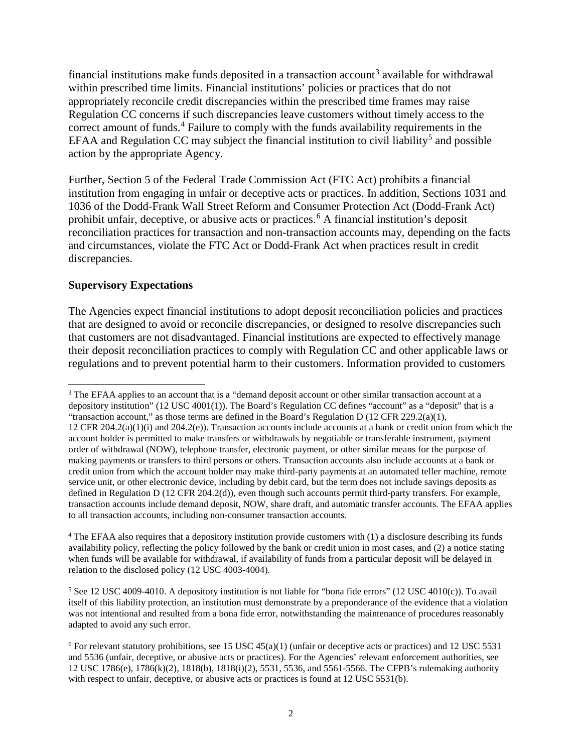financial institutions make funds deposited in a transaction account[3] available for withdrawal within prescribed time limits. Financial institutions' policies or practices that do not appropriately reconcile credit discrepancies within the prescribed time frames may raise Regulation CC concerns if such discrepancies leave customers without timely access to the correct amount of funds.[4] Failure to comply with the funds availability requirements in the EFAA and Regulation CC may subject the financial institution to civil liability[5] and possible action by the appropriate Agency.

Further, Section 5 of the Federal Trade Commission Act (FTC Act) prohibits a financial institution from engaging in unfair or deceptive acts or practices. In addition, Sections 1031 and 1036 of the Dodd-Frank Wall Street Reform and Consumer Protection Act (Dodd-Frank Act) prohibit unfair, deceptive, or abusive acts or practices.[6] A financial institution's deposit reconciliation practices for transaction and non-transaction accounts may, depending on the facts and circumstances, violate the FTC Act or Dodd-Frank Act when practices result in credit discrepancies.

**Supervisory Expectations**

The Agencies expect financial institutions to adopt deposit reconciliation policies and practices that are designed to avoid or reconcile discrepancies, or designed to resolve discrepancies such that customers are not disadvantaged. Financial institutions are expected to effectively manage their deposit reconciliation practices to comply with Regulation CC and other applicable laws or regulations and to prevent potential harm to their customers. Information provided to customers

---

[3] The EFAA applies to an account that is a "demand deposit account or other similar transaction account at a depository institution" (12 USC 4001(1)). The Board's Regulation CC defines "account" as a "deposit" that is a "transaction account," as those terms are defined in the Board's Regulation D (12 CFR 229.2(a)(1), 12 CFR 204.2(a)(1)(i) and 204.2(e)). Transaction accounts include accounts at a bank or credit union from which the account holder is permitted to make transfers or withdrawals by negotiable or transferable instrument, payment order of withdrawal (NOW), telephone transfer, electronic payment, or other similar means for the purpose of making payments or transfers to third persons or others. Transaction accounts also include accounts at a bank or credit union from which the account holder may make third-party payments at an automated teller machine, remote service unit, or other electronic device, including by debit card, but the term does not include savings deposits as defined in Regulation D (12 CFR 204.2(d)), even though such accounts permit third-party transfers. For example, transaction accounts include demand deposit, NOW, share draft, and automatic transfer accounts. The EFAA applies to all transaction accounts, including non-consumer transaction accounts.

[4] The EFAA also requires that a depository institution provide customers with (1) a disclosure describing its funds availability policy, reflecting the policy followed by the bank or credit union in most cases, and (2) a notice stating when funds will be available for withdrawal, if availability of funds from a particular deposit will be delayed in relation to the disclosed policy (12 USC 4003-4004).

[5] See 12 USC 4009-4010. A depository institution is not liable for "bona fide errors" (12 USC 4010(c)). To avail itself of this liability protection, an institution must demonstrate by a preponderance of the evidence that a violation was not intentional and resulted from a bona fide error, notwithstanding the maintenance of procedures reasonably adapted to avoid any such error.

[6] For relevant statutory prohibitions, see 15 USC 45(a)(1) (unfair or deceptive acts or practices) and 12 USC 5531 and 5536 (unfair, deceptive, or abusive acts or practices). For the Agencies' relevant enforcement authorities, see 12 USC 1786(e), 1786(k)(2), 1818(b), 1818(i)(2), 5531, 5536, and 5561-5566. The CFPB's rulemaking authority with respect to unfair, deceptive, or abusive acts or practices is found at 12 USC 5531(b).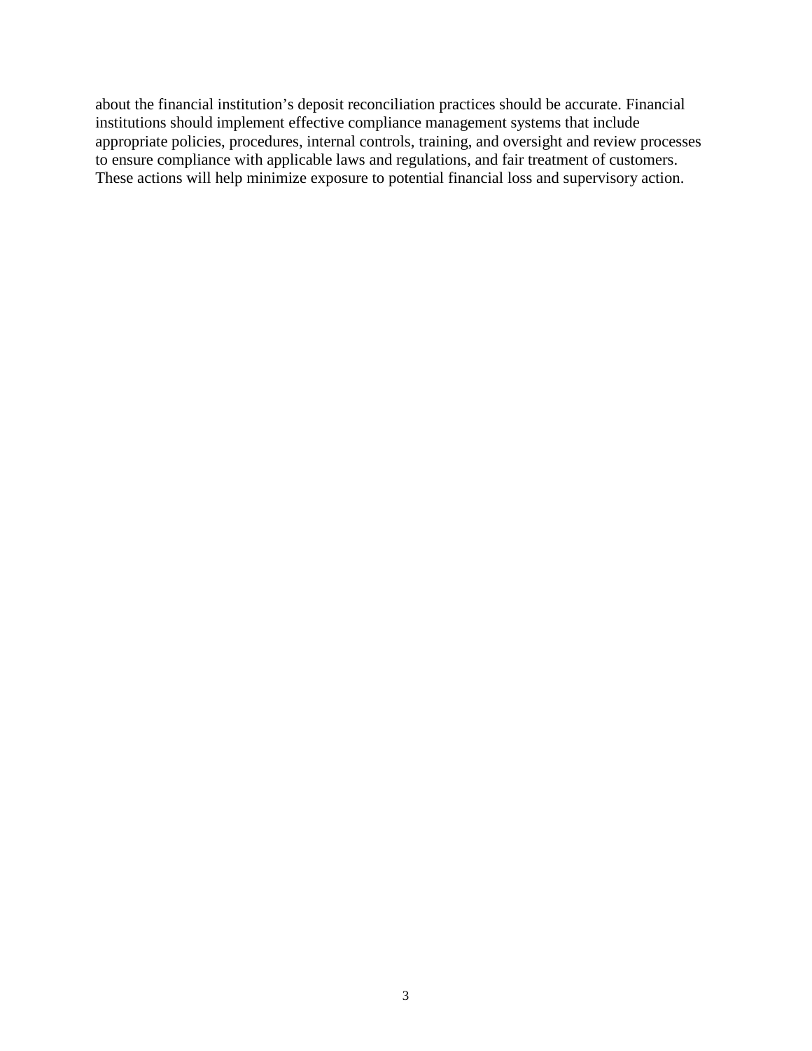about the financial institution's deposit reconciliation practices should be accurate. Financial institutions should implement effective compliance management systems that include appropriate policies, procedures, internal controls, training, and oversight and review processes to ensure compliance with applicable laws and regulations, and fair treatment of customers. These actions will help minimize exposure to potential financial loss and supervisory action.